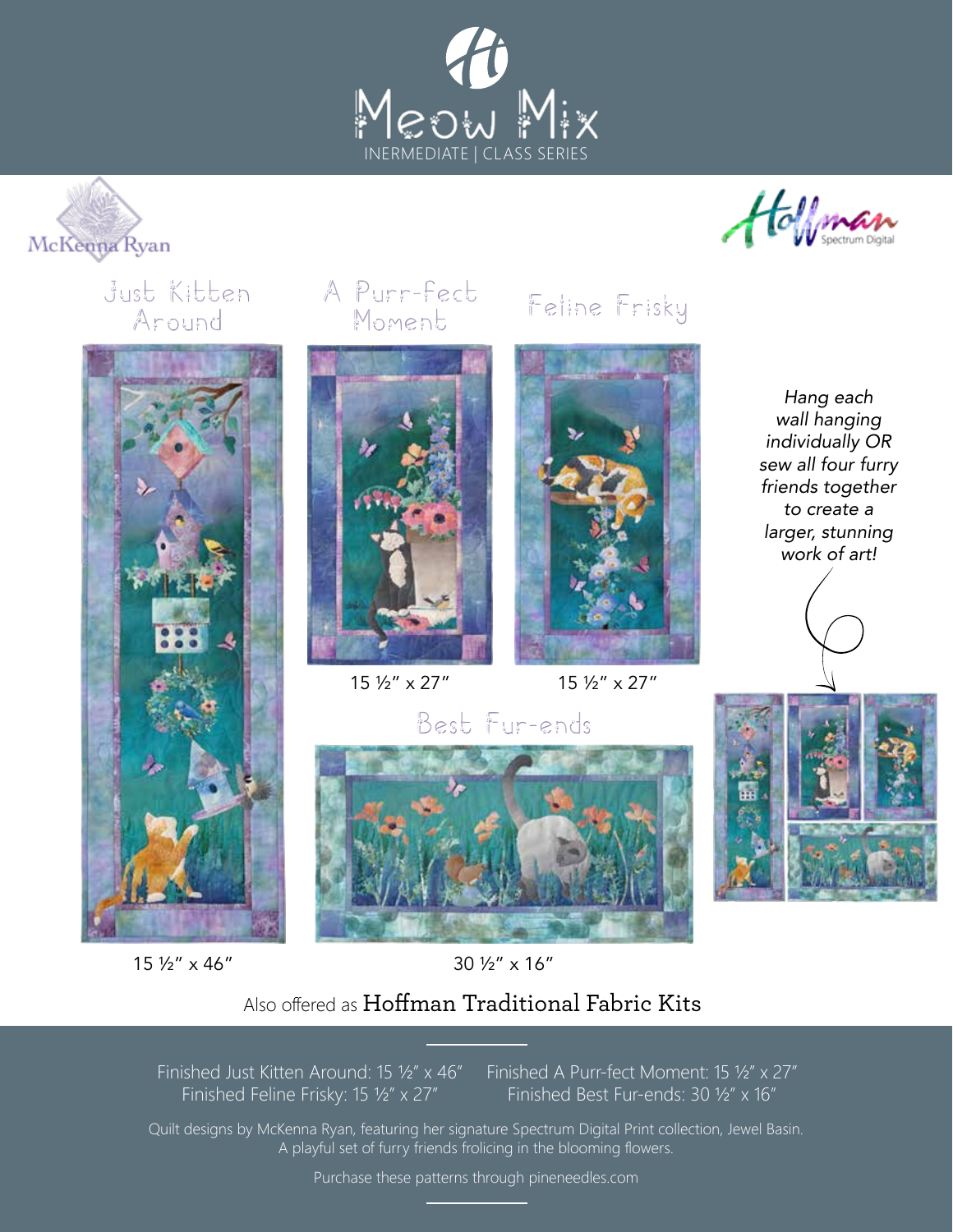# Meow Mix

INERMEDIATE | CLASS SERIES

McKenna Ryan

Hoffman Spectrum Digital

## Just Kitten Around

15 ½" x 46"

## A Purr-fect Moment

15 ½" x 27"

## Feline Frisky

15 ½" x 27"

*Hang each wall hanging individually OR sew all four furry friends together to create a larger, stunning work of art!*

## Best Fur-ends

30 ½" x 16"

Also offered as Hoffman Traditional Fabric Kits

Finished Just Kitten Around: 15 ½" x 46"    Finished A Purr-fect Moment: 15 ½" x 27"
Finished Feline Frisky: 15 ½" x 27"    Finished Best Fur-ends: 30 ½" x 16"

Quilt designs by McKenna Ryan, featuring her signature Spectrum Digital Print collection, Jewel Basin.
A playful set of furry friends frolicing in the blooming flowers.

Purchase these patterns through pineneedles.com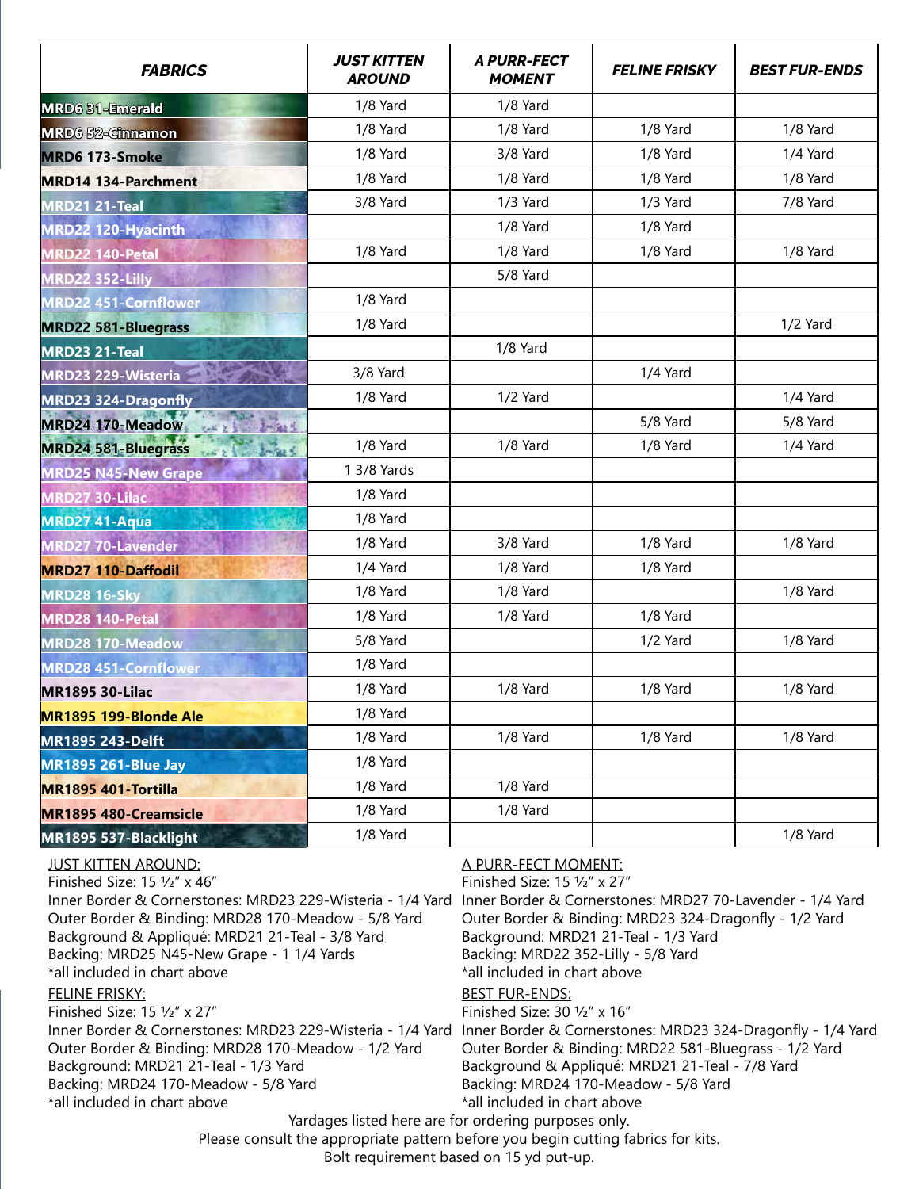| *FABRICS* | *JUST KITTEN AROUND* | *A PURR-FECT MOMENT* | *FELINE FRISKY* | *BEST FUR-ENDS* |
|---|---|---|---|---|
| MRD6 31-Emerald | 1/8 Yard | 1/8 Yard | | |
| MRD6 52-Cinnamon | 1/8 Yard | 1/8 Yard | 1/8 Yard | 1/8 Yard |
| MRD6 173-Smoke | 1/8 Yard | 3/8 Yard | 1/8 Yard | 1/4 Yard |
| MRD14 134-Parchment | 1/8 Yard | 1/8 Yard | 1/8 Yard | 1/8 Yard |
| MRD21 21-Teal | 3/8 Yard | 1/3 Yard | 1/3 Yard | 7/8 Yard |
| MRD22 120-Hyacinth | | 1/8 Yard | 1/8 Yard | |
| MRD22 140-Petal | 1/8 Yard | 1/8 Yard | 1/8 Yard | 1/8 Yard |
| MRD22 352-Lilly | | 5/8 Yard | | |
| MRD22 451-Cornflower | 1/8 Yard | | | |
| MRD22 581-Bluegrass | 1/8 Yard | | | 1/2 Yard |
| MRD23 21-Teal | | 1/8 Yard | | |
| MRD23 229-Wisteria | 3/8 Yard | | 1/4 Yard | |
| MRD23 324-Dragonfly | 1/8 Yard | 1/2 Yard | | 1/4 Yard |
| MRD24 170-Meadow | | | 5/8 Yard | 5/8 Yard |
| MRD24 581-Bluegrass | 1/8 Yard | 1/8 Yard | 1/8 Yard | 1/4 Yard |
| MRD25 N45-New Grape | 1 3/8 Yards | | | |
| MRD27 30-Lilac | 1/8 Yard | | | |
| MRD27 41-Aqua | 1/8 Yard | | | |
| MRD27 70-Lavender | 1/8 Yard | 3/8 Yard | 1/8 Yard | 1/8 Yard |
| MRD27 110-Daffodil | 1/4 Yard | 1/8 Yard | 1/8 Yard | |
| MRD28 16-Sky | 1/8 Yard | 1/8 Yard | | 1/8 Yard |
| MRD28 140-Petal | 1/8 Yard | 1/8 Yard | 1/8 Yard | |
| MRD28 170-Meadow | 5/8 Yard | | 1/2 Yard | 1/8 Yard |
| MRD28 451-Cornflower | 1/8 Yard | | | |
| MR1895 30-Lilac | 1/8 Yard | 1/8 Yard | 1/8 Yard | 1/8 Yard |
| MR1895 199-Blonde Ale | 1/8 Yard | | | |
| MR1895 243-Delft | 1/8 Yard | 1/8 Yard | 1/8 Yard | 1/8 Yard |
| MR1895 261-Blue Jay | 1/8 Yard | | | |
| MR1895 401-Tortilla | 1/8 Yard | 1/8 Yard | | |
| MR1895 480-Creamsicle | 1/8 Yard | 1/8 Yard | | |
| MR1895 537-Blacklight | 1/8 Yard | | | 1/8 Yard |

JUST KITTEN AROUND:
Finished Size: 15 ½" x 46"
Inner Border & Cornerstones: MRD23 229-Wisteria - 1/4 Yard
Outer Border & Binding: MRD28 170-Meadow - 5/8 Yard
Background & Appliqué: MRD21 21-Teal - 3/8 Yard
Backing: MRD25 N45-New Grape - 1 1/4 Yards
*all included in chart above

A PURR-FECT MOMENT:
Finished Size: 15 ½" x 27"
Inner Border & Cornerstones: MRD27 70-Lavender - 1/4 Yard
Outer Border & Binding: MRD23 324-Dragonfly - 1/2 Yard
Background: MRD21 21-Teal - 1/3 Yard
Backing: MRD22 352-Lilly - 5/8 Yard
*all included in chart above

FELINE FRISKY:
Finished Size: 15 ½" x 27"
Inner Border & Cornerstones: MRD23 229-Wisteria - 1/4 Yard
Outer Border & Binding: MRD28 170-Meadow - 1/2 Yard
Background: MRD21 21-Teal - 1/3 Yard
Backing: MRD24 170-Meadow - 5/8 Yard
*all included in chart above

BEST FUR-ENDS:
Finished Size: 30 ½" x 16"
Inner Border & Cornerstones: MRD23 324-Dragonfly - 1/4 Yard
Outer Border & Binding: MRD22 581-Bluegrass - 1/2 Yard
Background & Appliqué: MRD21 21-Teal - 7/8 Yard
Backing: MRD24 170-Meadow - 5/8 Yard
*all included in chart above

Yardages listed here are for ordering purposes only.
Please consult the appropriate pattern before you begin cutting fabrics for kits.
Bolt requirement based on 15 yd put-up.